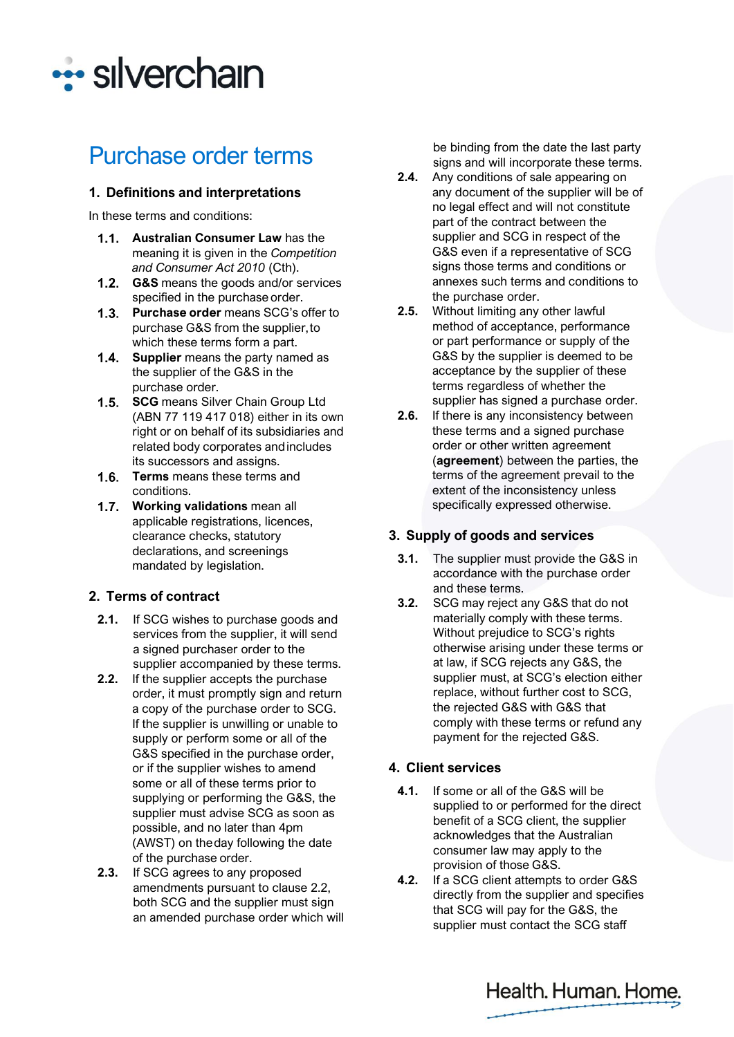# Purchase order terms

## 1. Definitions and interpretations

In these terms and conditions:

**1.1.** **Australian Consumer Law** has the meaning it is given in the *Competition and Consumer Act 2010* (Cth).

**1.2.** **G&S** means the goods and/or services specified in the purchase order.

**1.3.** **Purchase order** means SCG's offer to purchase G&S from the supplier, to which these terms form a part.

**1.4.** **Supplier** means the party named as the supplier of the G&S in the purchase order.

**1.5.** **SCG** means Silver Chain Group Ltd (ABN 77 119 417 018) either in its own right or on behalf of its subsidiaries and related body corporates and includes its successors and assigns.

**1.6.** **Terms** means these terms and conditions.

**1.7.** **Working validations** mean all applicable registrations, licences, clearance checks, statutory declarations, and screenings mandated by legislation.

## 2. Terms of contract

**2.1.** If SCG wishes to purchase goods and services from the supplier, it will send a signed purchaser order to the supplier accompanied by these terms.

**2.2.** If the supplier accepts the purchase order, it must promptly sign and return a copy of the purchase order to SCG. If the supplier is unwilling or unable to supply or perform some or all of the G&S specified in the purchase order, or if the supplier wishes to amend some or all of these terms prior to supplying or performing the G&S, the supplier must advise SCG as soon as possible, and no later than 4pm (AWST) on the day following the date of the purchase order.

**2.3.** If SCG agrees to any proposed amendments pursuant to clause 2.2, both SCG and the supplier must sign an amended purchase order which will be binding from the date the last party signs and will incorporate these terms.

**2.4.** Any conditions of sale appearing on any document of the supplier will be of no legal effect and will not constitute part of the contract between the supplier and SCG in respect of the G&S even if a representative of SCG signs those terms and conditions or annexes such terms and conditions to the purchase order.

**2.5.** Without limiting any other lawful method of acceptance, performance or part performance or supply of the G&S by the supplier is deemed to be acceptance by the supplier of these terms regardless of whether the supplier has signed a purchase order.

**2.6.** If there is any inconsistency between these terms and a signed purchase order or other written agreement (**agreement**) between the parties, the terms of the agreement prevail to the extent of the inconsistency unless specifically expressed otherwise.

## 3. Supply of goods and services

**3.1.** The supplier must provide the G&S in accordance with the purchase order and these terms.

**3.2.** SCG may reject any G&S that do not materially comply with these terms. Without prejudice to SCG's rights otherwise arising under these terms or at law, if SCG rejects any G&S, the supplier must, at SCG's election either replace, without further cost to SCG, the rejected G&S with G&S that comply with these terms or refund any payment for the rejected G&S.

## 4. Client services

**4.1.** If some or all of the G&S will be supplied to or performed for the direct benefit of a SCG client, the supplier acknowledges that the Australian consumer law may apply to the provision of those G&S.

**4.2.** If a SCG client attempts to order G&S directly from the supplier and specifies that SCG will pay for the G&S, the supplier must contact the SCG staff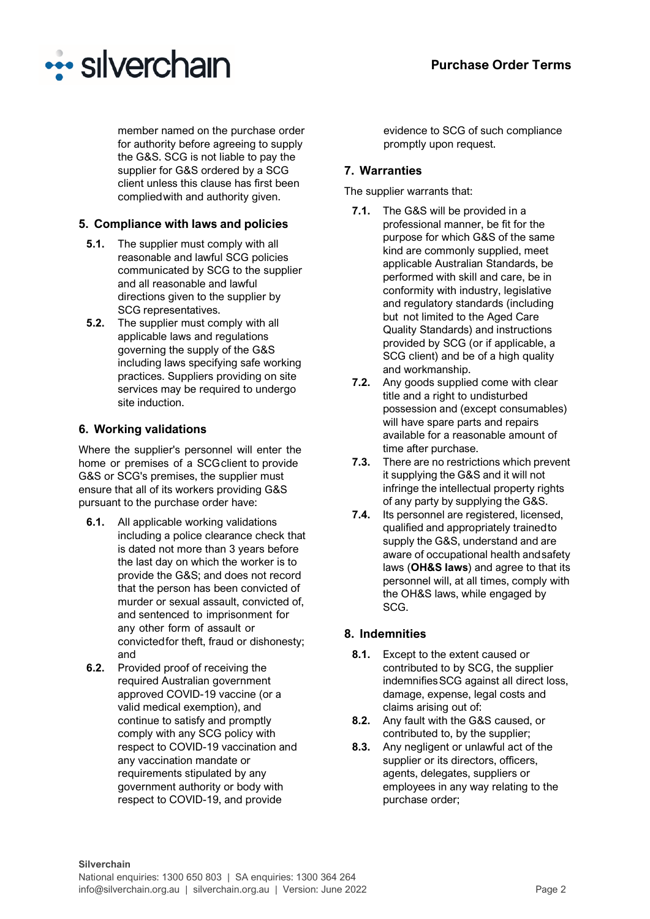member named on the purchase order for authority before agreeing to supply the G&S. SCG is not liable to pay the supplier for G&S ordered by a SCG client unless this clause has first been complied with and authority given.

## 5. Compliance with laws and policies

**5.1.** The supplier must comply with all reasonable and lawful SCG policies communicated by SCG to the supplier and all reasonable and lawful directions given to the supplier by SCG representatives.

**5.2.** The supplier must comply with all applicable laws and regulations governing the supply of the G&S including laws specifying safe working practices. Suppliers providing on site services may be required to undergo site induction.

## 6. Working validations

Where the supplier's personnel will enter the home or premises of a SCG client to provide G&S or SCG's premises, the supplier must ensure that all of its workers providing G&S pursuant to the purchase order have:

**6.1.** All applicable working validations including a police clearance check that is dated not more than 3 years before the last day on which the worker is to provide the G&S; and does not record that the person has been convicted of murder or sexual assault, convicted of, and sentenced to imprisonment for any other form of assault or convicted for theft, fraud or dishonesty; and

**6.2.** Provided proof of receiving the required Australian government approved COVID-19 vaccine (or a valid medical exemption), and continue to satisfy and promptly comply with any SCG policy with respect to COVID-19 vaccination and any vaccination mandate or requirements stipulated by any government authority or body with respect to COVID-19, and provide evidence to SCG of such compliance promptly upon request.

## 7. Warranties

The supplier warrants that:

**7.1.** The G&S will be provided in a professional manner, be fit for the purpose for which G&S of the same kind are commonly supplied, meet applicable Australian Standards, be performed with skill and care, be in conformity with industry, legislative and regulatory standards (including but not limited to the Aged Care Quality Standards) and instructions provided by SCG (or if applicable, a SCG client) and be of a high quality and workmanship.

**7.2.** Any goods supplied come with clear title and a right to undisturbed possession and (except consumables) will have spare parts and repairs available for a reasonable amount of time after purchase.

**7.3.** There are no restrictions which prevent it supplying the G&S and it will not infringe the intellectual property rights of any party by supplying the G&S.

**7.4.** Its personnel are registered, licensed, qualified and appropriately trained to supply the G&S, understand and are aware of occupational health and safety laws (**OH&S laws**) and agree to that its personnel will, at all times, comply with the OH&S laws, while engaged by SCG.

## 8. Indemnities

**8.1.** Except to the extent caused or contributed to by SCG, the supplier indemnifies SCG against all direct loss, damage, expense, legal costs and claims arising out of:

**8.2.** Any fault with the G&S caused, or contributed to, by the supplier;

**8.3.** Any negligent or unlawful act of the supplier or its directors, officers, agents, delegates, suppliers or employees in any way relating to the purchase order;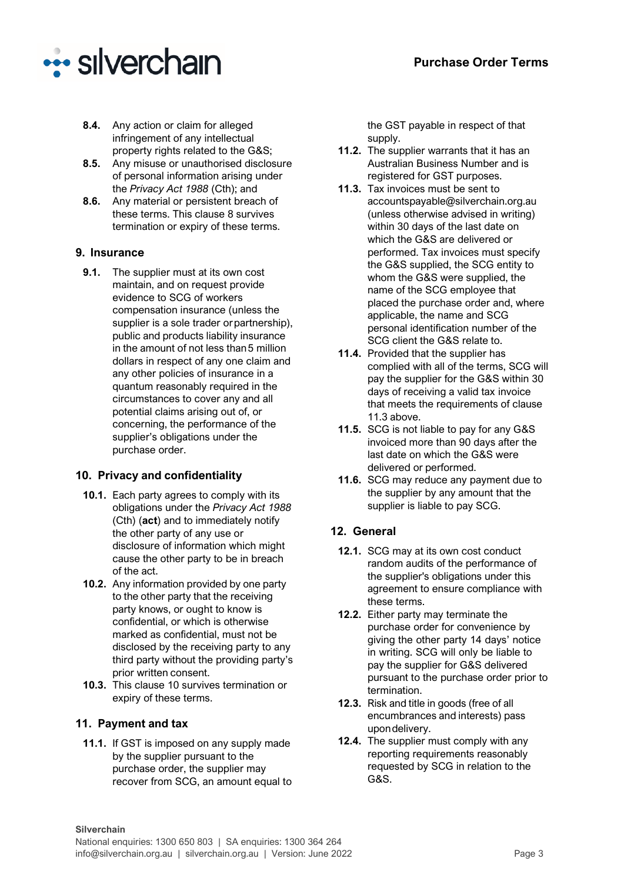8.4. Any action or claim for alleged infringement of any intellectual property rights related to the G&S;

8.5. Any misuse or unauthorised disclosure of personal information arising under the *Privacy Act 1988* (Cth); and

8.6. Any material or persistent breach of these terms. This clause 8 survives termination or expiry of these terms.

## 9. Insurance

9.1. The supplier must at its own cost maintain, and on request provide evidence to SCG of workers compensation insurance (unless the supplier is a sole trader or partnership), public and products liability insurance in the amount of not less than 5 million dollars in respect of any one claim and any other policies of insurance in a quantum reasonably required in the circumstances to cover any and all potential claims arising out of, or concerning, the performance of the supplier's obligations under the purchase order.

## 10. Privacy and confidentiality

10.1. Each party agrees to comply with its obligations under the *Privacy Act 1988* (Cth) (**act**) and to immediately notify the other party of any use or disclosure of information which might cause the other party to be in breach of the act.

10.2. Any information provided by one party to the other party that the receiving party knows, or ought to know is confidential, or which is otherwise marked as confidential, must not be disclosed by the receiving party to any third party without the providing party's prior written consent.

10.3. This clause 10 survives termination or expiry of these terms.

## 11. Payment and tax

11.1. If GST is imposed on any supply made by the supplier pursuant to the purchase order, the supplier may recover from SCG, an amount equal to the GST payable in respect of that supply.

11.2. The supplier warrants that it has an Australian Business Number and is registered for GST purposes.

11.3. Tax invoices must be sent to accountspayable@silverchain.org.au (unless otherwise advised in writing) within 30 days of the last date on which the G&S are delivered or performed. Tax invoices must specify the G&S supplied, the SCG entity to whom the G&S were supplied, the name of the SCG employee that placed the purchase order and, where applicable, the name and SCG personal identification number of the SCG client the G&S relate to.

11.4. Provided that the supplier has complied with all of the terms, SCG will pay the supplier for the G&S within 30 days of receiving a valid tax invoice that meets the requirements of clause 11.3 above.

11.5. SCG is not liable to pay for any G&S invoiced more than 90 days after the last date on which the G&S were delivered or performed.

11.6. SCG may reduce any payment due to the supplier by any amount that the supplier is liable to pay SCG.

## 12. General

12.1. SCG may at its own cost conduct random audits of the performance of the supplier's obligations under this agreement to ensure compliance with these terms.

12.2. Either party may terminate the purchase order for convenience by giving the other party 14 days' notice in writing. SCG will only be liable to pay the supplier for G&S delivered pursuant to the purchase order prior to termination.

12.3. Risk and title in goods (free of all encumbrances and interests) pass upon delivery.

12.4. The supplier must comply with any reporting requirements reasonably requested by SCG in relation to the G&S.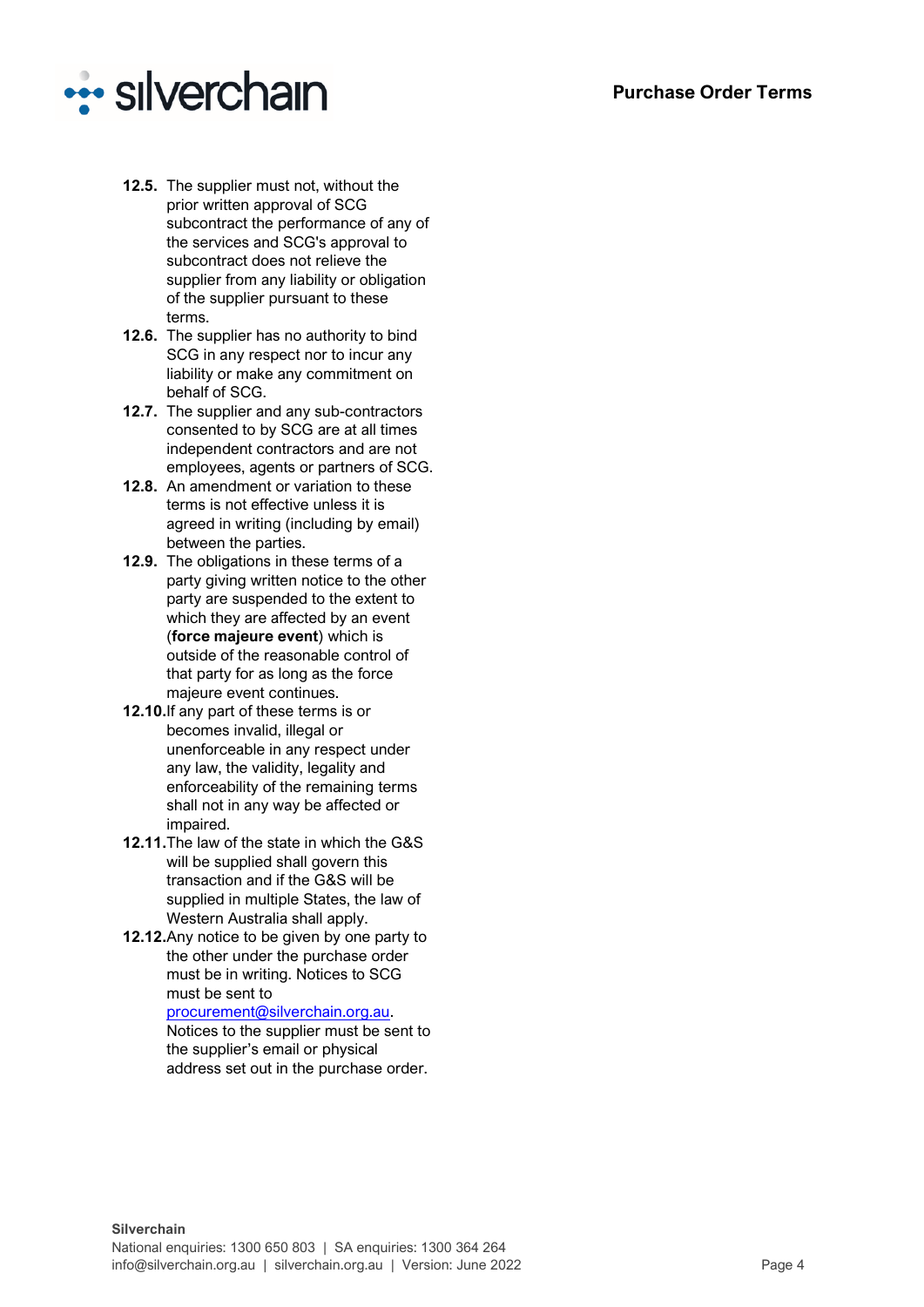**12.5.** The supplier must not, without the prior written approval of SCG subcontract the performance of any of the services and SCG's approval to subcontract does not relieve the supplier from any liability or obligation of the supplier pursuant to these terms.

**12.6.** The supplier has no authority to bind SCG in any respect nor to incur any liability or make any commitment on behalf of SCG.

**12.7.** The supplier and any sub-contractors consented to by SCG are at all times independent contractors and are not employees, agents or partners of SCG.

**12.8.** An amendment or variation to these terms is not effective unless it is agreed in writing (including by email) between the parties.

**12.9.** The obligations in these terms of a party giving written notice to the other party are suspended to the extent to which they are affected by an event (**force majeure event**) which is outside of the reasonable control of that party for as long as the force majeure event continues.

**12.10.** If any part of these terms is or becomes invalid, illegal or unenforceable in any respect under any law, the validity, legality and enforceability of the remaining terms shall not in any way be affected or impaired.

**12.11.** The law of the state in which the G&S will be supplied shall govern this transaction and if the G&S will be supplied in multiple States, the law of Western Australia shall apply.

**12.12.** Any notice to be given by one party to the other under the purchase order must be in writing. Notices to SCG must be sent to procurement@silverchain.org.au. Notices to the supplier must be sent to the supplier's email or physical address set out in the purchase order.